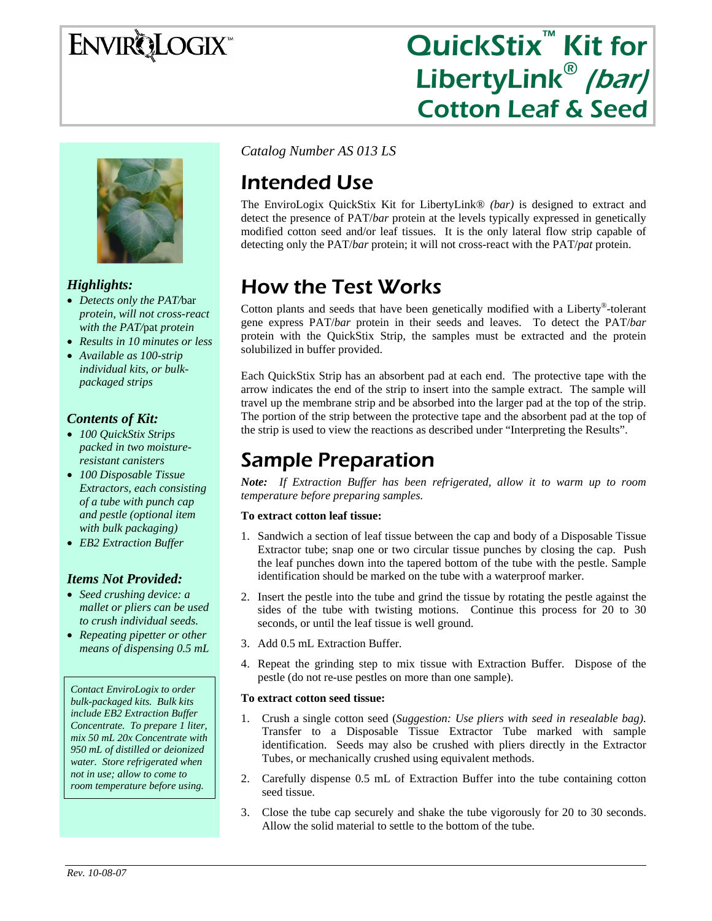# ENVIROLOGIX™

# QuickStix™ Kit for LibertyLink® *(bar)* Cotton Leaf & Seed

*Highlights:*

- *Detects only the PAT/*bar *protein, will not cross-react with the PAT/*pat *protein*
- *Results in 10 minutes or less*
- *Available as 100-strip individual kits, or bulk-packaged strips*

*Contents of Kit:*

- *100 QuickStix Strips packed in two moisture-resistant canisters*
- *100 Disposable Tissue Extractors, each consisting of a tube with punch cap and pestle (optional item with bulk packaging)*
- *EB2 Extraction Buffer*

*Items Not Provided:*

- *Seed crushing device: a mallet or pliers can be used to crush individual seeds.*
- *Repeating pipetter or other means of dispensing 0.5 mL*

*Contact EnviroLogix to order bulk-packaged kits. Bulk kits include EB2 Extraction Buffer Concentrate. To prepare 1 liter, mix 50 mL 20x Concentrate with 950 mL of distilled or deionized water. Store refrigerated when not in use; allow to come to room temperature before using.*

*Catalog Number AS 013 LS*

## Intended Use

The EnviroLogix QuickStix Kit for LibertyLink® *(bar)* is designed to extract and detect the presence of PAT/*bar* protein at the levels typically expressed in genetically modified cotton seed and/or leaf tissues. It is the only lateral flow strip capable of detecting only the PAT/*bar* protein; it will not cross-react with the PAT/*pat* protein.

## How the Test Works

Cotton plants and seeds that have been genetically modified with a Liberty®-tolerant gene express PAT/*bar* protein in their seeds and leaves. To detect the PAT/*bar* protein with the QuickStix Strip, the samples must be extracted and the protein solubilized in buffer provided.

Each QuickStix Strip has an absorbent pad at each end. The protective tape with the arrow indicates the end of the strip to insert into the sample extract. The sample will travel up the membrane strip and be absorbed into the larger pad at the top of the strip. The portion of the strip between the protective tape and the absorbent pad at the top of the strip is used to view the reactions as described under "Interpreting the Results".

## Sample Preparation

***Note:*** *If Extraction Buffer has been refrigerated, allow it to warm up to room temperature before preparing samples.*

**To extract cotton leaf tissue:**

1. Sandwich a section of leaf tissue between the cap and body of a Disposable Tissue Extractor tube; snap one or two circular tissue punches by closing the cap. Push the leaf punches down into the tapered bottom of the tube with the pestle. Sample identification should be marked on the tube with a waterproof marker.
2. Insert the pestle into the tube and grind the tissue by rotating the pestle against the sides of the tube with twisting motions. Continue this process for 20 to 30 seconds, or until the leaf tissue is well ground.
3. Add 0.5 mL Extraction Buffer.
4. Repeat the grinding step to mix tissue with Extraction Buffer. Dispose of the pestle (do not re-use pestles on more than one sample).

**To extract cotton seed tissue:**

1. Crush a single cotton seed (*Suggestion: Use pliers with seed in resealable bag).* Transfer to a Disposable Tissue Extractor Tube marked with sample identification. Seeds may also be crushed with pliers directly in the Extractor Tubes, or mechanically crushed using equivalent methods.
2. Carefully dispense 0.5 mL of Extraction Buffer into the tube containing cotton seed tissue.
3. Close the tube cap securely and shake the tube vigorously for 20 to 30 seconds. Allow the solid material to settle to the bottom of the tube.

*Rev. 10-08-07*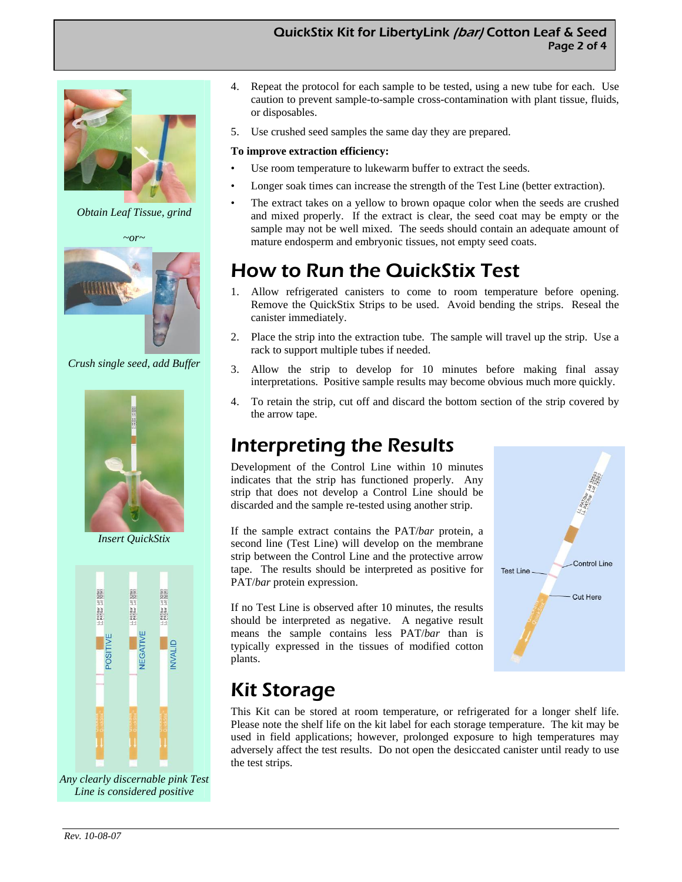Obtain Leaf Tissue, grind

~or~

Crush single seed, add Buffer

Insert QuickStix

Any clearly discernable pink Test Line is considered positive

4. Repeat the protocol for each sample to be tested, using a new tube for each. Use caution to prevent sample-to-sample cross-contamination with plant tissue, fluids, or disposables.
5. Use crushed seed samples the same day they are prepared.

**To improve extraction efficiency:**

- Use room temperature to lukewarm buffer to extract the seeds.
- Longer soak times can increase the strength of the Test Line (better extraction).
- The extract takes on a yellow to brown opaque color when the seeds are crushed and mixed properly. If the extract is clear, the seed coat may be empty or the sample may not be well mixed. The seeds should contain an adequate amount of mature endosperm and embryonic tissues, not empty seed coats.

## How to Run the QuickStix Test

1. Allow refrigerated canisters to come to room temperature before opening. Remove the QuickStix Strips to be used. Avoid bending the strips. Reseal the canister immediately.
2. Place the strip into the extraction tube. The sample will travel up the strip. Use a rack to support multiple tubes if needed.
3. Allow the strip to develop for 10 minutes before making final assay interpretations. Positive sample results may become obvious much more quickly.
4. To retain the strip, cut off and discard the bottom section of the strip covered by the arrow tape.

## Interpreting the Results

Development of the Control Line within 10 minutes indicates that the strip has functioned properly. Any strip that does not develop a Control Line should be discarded and the sample re-tested using another strip.

If the sample extract contains the PAT/*bar* protein, a second line (Test Line) will develop on the membrane strip between the Control Line and the protective arrow tape. The results should be interpreted as positive for PAT/*bar* protein expression.

If no Test Line is observed after 10 minutes, the results should be interpreted as negative. A negative result means the sample contains less PAT/*bar* than is typically expressed in the tissues of modified cotton plants.

## Kit Storage

This Kit can be stored at room temperature, or refrigerated for a longer shelf life. Please note the shelf life on the kit label for each storage temperature. The kit may be used in field applications; however, prolonged exposure to high temperatures may adversely affect the test results. Do not open the desiccated canister until ready to use the test strips.

*Rev. 10-08-07*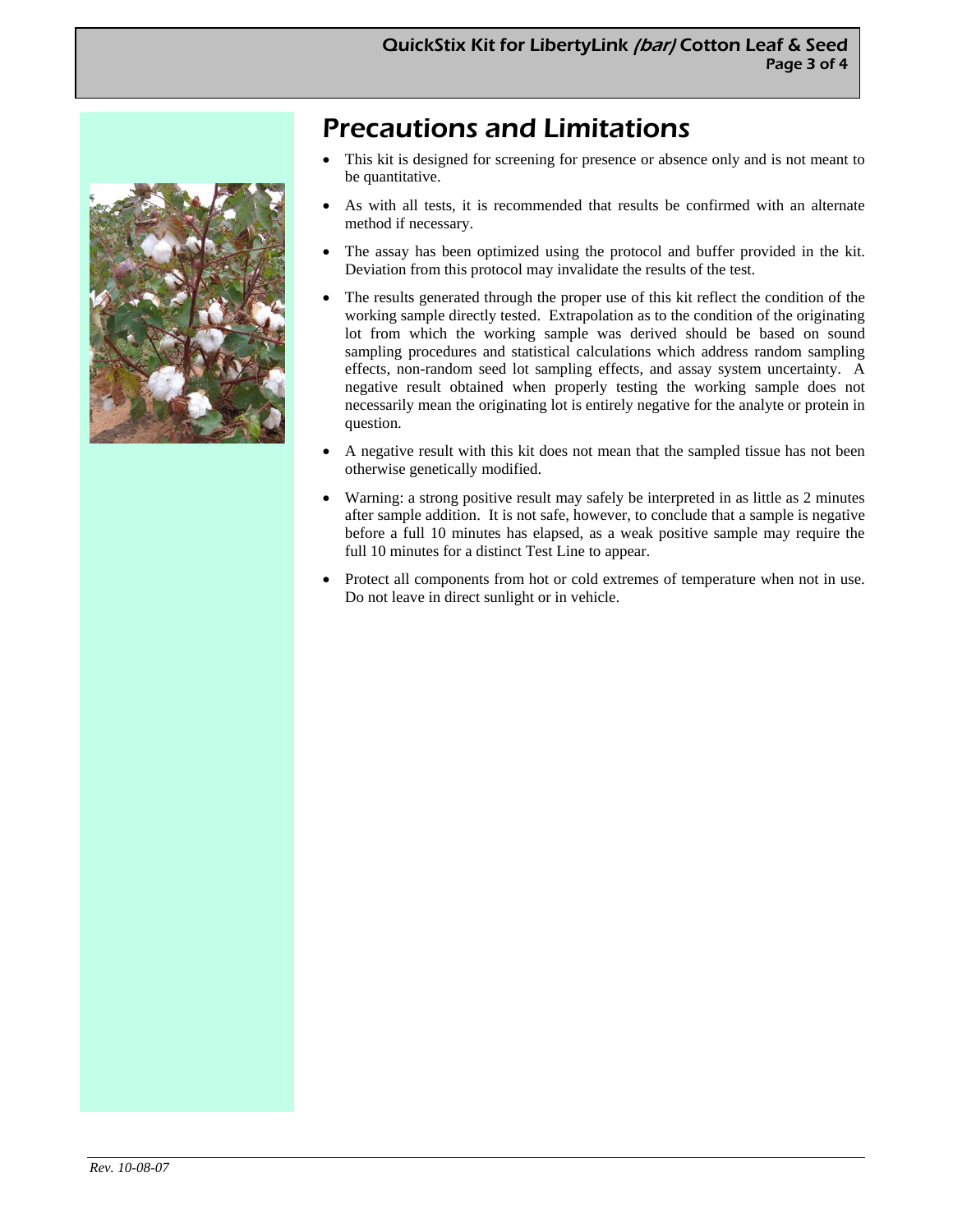# Precautions and Limitations

- This kit is designed for screening for presence or absence only and is not meant to be quantitative.
- As with all tests, it is recommended that results be confirmed with an alternate method if necessary.
- The assay has been optimized using the protocol and buffer provided in the kit. Deviation from this protocol may invalidate the results of the test.
- The results generated through the proper use of this kit reflect the condition of the working sample directly tested. Extrapolation as to the condition of the originating lot from which the working sample was derived should be based on sound sampling procedures and statistical calculations which address random sampling effects, non-random seed lot sampling effects, and assay system uncertainty. A negative result obtained when properly testing the working sample does not necessarily mean the originating lot is entirely negative for the analyte or protein in question.
- A negative result with this kit does not mean that the sampled tissue has not been otherwise genetically modified.
- Warning: a strong positive result may safely be interpreted in as little as 2 minutes after sample addition. It is not safe, however, to conclude that a sample is negative before a full 10 minutes has elapsed, as a weak positive sample may require the full 10 minutes for a distinct Test Line to appear.
- Protect all components from hot or cold extremes of temperature when not in use. Do not leave in direct sunlight or in vehicle.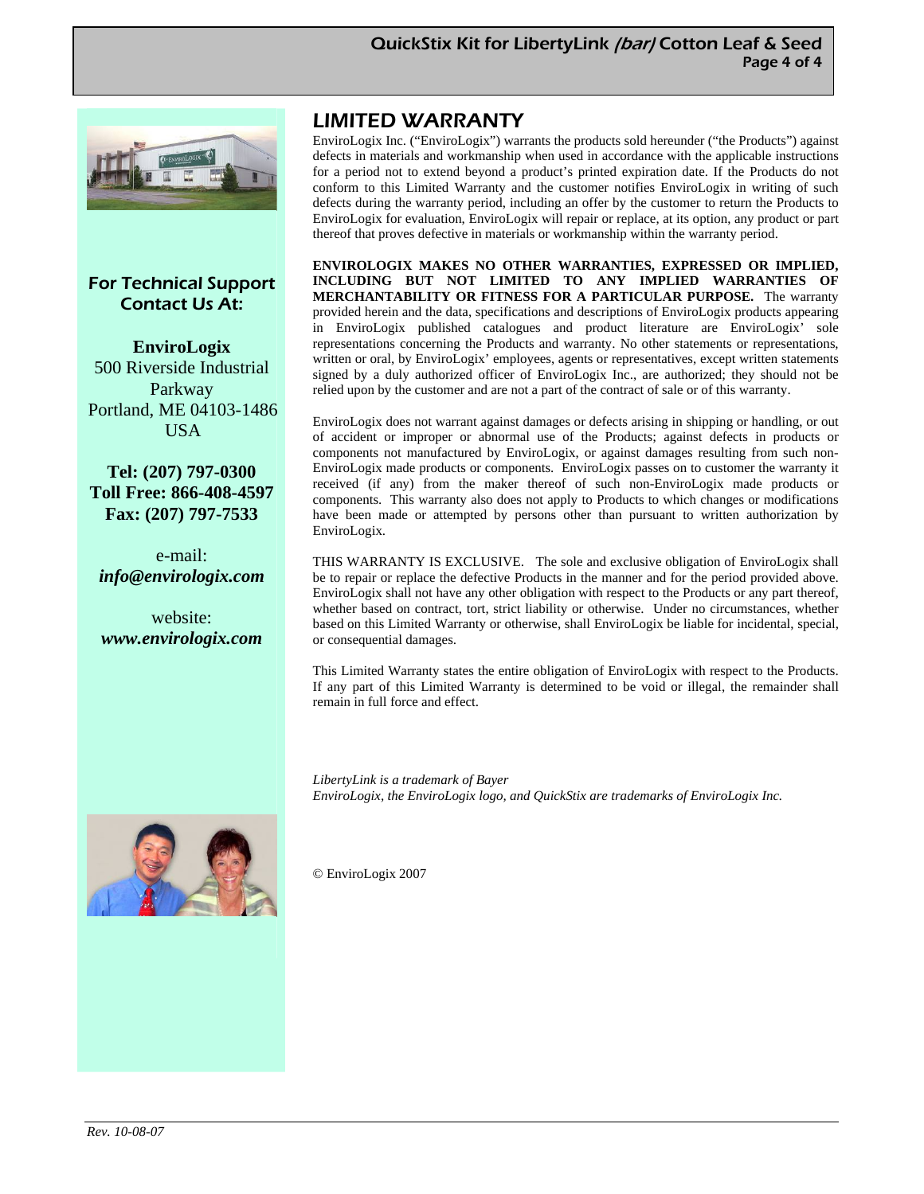## For Technical Support Contact Us At:

**EnviroLogix**
500 Riverside Industrial Parkway
Portland, ME 04103-1486
USA

**Tel: (207) 797-0300**
**Toll Free: 866-408-4597**
**Fax: (207) 797-7533**

e-mail:
***info@envirologix.com***

website:
***www.envirologix.com***

# LIMITED WARRANTY

EnviroLogix Inc. ("EnviroLogix") warrants the products sold hereunder ("the Products") against defects in materials and workmanship when used in accordance with the applicable instructions for a period not to extend beyond a product's printed expiration date. If the Products do not conform to this Limited Warranty and the customer notifies EnviroLogix in writing of such defects during the warranty period, including an offer by the customer to return the Products to EnviroLogix for evaluation, EnviroLogix will repair or replace, at its option, any product or part thereof that proves defective in materials or workmanship within the warranty period.

**ENVIROLOGIX MAKES NO OTHER WARRANTIES, EXPRESSED OR IMPLIED, INCLUDING BUT NOT LIMITED TO ANY IMPLIED WARRANTIES OF MERCHANTABILITY OR FITNESS FOR A PARTICULAR PURPOSE.** The warranty provided herein and the data, specifications and descriptions of EnviroLogix products appearing in EnviroLogix published catalogues and product literature are EnviroLogix' sole representations concerning the Products and warranty. No other statements or representations, written or oral, by EnviroLogix' employees, agents or representatives, except written statements signed by a duly authorized officer of EnviroLogix Inc., are authorized; they should not be relied upon by the customer and are not a part of the contract of sale or of this warranty.

EnviroLogix does not warrant against damages or defects arising in shipping or handling, or out of accident or improper or abnormal use of the Products; against defects in products or components not manufactured by EnviroLogix, or against damages resulting from such non-EnviroLogix made products or components. EnviroLogix passes on to customer the warranty it received (if any) from the maker thereof of such non-EnviroLogix made products or components. This warranty also does not apply to Products to which changes or modifications have been made or attempted by persons other than pursuant to written authorization by EnviroLogix.

THIS WARRANTY IS EXCLUSIVE. The sole and exclusive obligation of EnviroLogix shall be to repair or replace the defective Products in the manner and for the period provided above. EnviroLogix shall not have any other obligation with respect to the Products or any part thereof, whether based on contract, tort, strict liability or otherwise. Under no circumstances, whether based on this Limited Warranty or otherwise, shall EnviroLogix be liable for incidental, special, or consequential damages.

This Limited Warranty states the entire obligation of EnviroLogix with respect to the Products. If any part of this Limited Warranty is determined to be void or illegal, the remainder shall remain in full force and effect.

*LibertyLink is a trademark of Bayer*
*EnviroLogix, the EnviroLogix logo, and QuickStix are trademarks of EnviroLogix Inc.*

© EnviroLogix 2007

*Rev. 10-08-07*